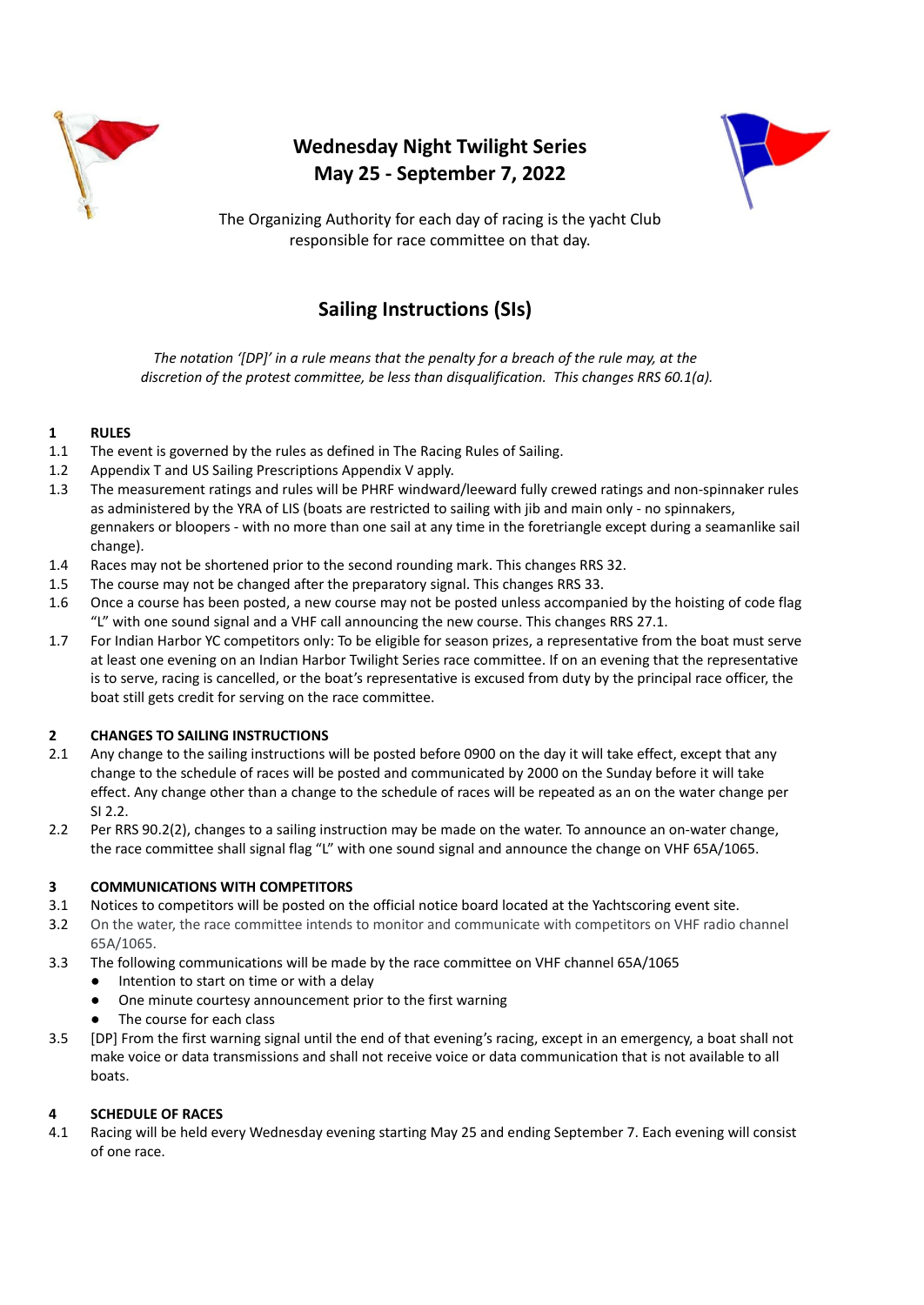# Wednesday Night Twilight Series
# May 25 - September 7, 2022

The Organizing Authority for each day of racing is the yacht Club responsible for race committee on that day.

## Sailing Instructions (SIs)

*The notation '[DP]' in a rule means that the penalty for a breach of the rule may, at the discretion of the protest committee, be less than disqualification. This changes RRS 60.1(a).*

### 1 RULES

1.1 The event is governed by the rules as defined in The Racing Rules of Sailing.

1.2 Appendix T and US Sailing Prescriptions Appendix V apply.

1.3 The measurement ratings and rules will be PHRF windward/leeward fully crewed ratings and non-spinnaker rules as administered by the YRA of LIS (boats are restricted to sailing with jib and main only - no spinnakers, gennakers or bloopers - with no more than one sail at any time in the foretriangle except during a seamanlike sail change).

1.4 Races may not be shortened prior to the second rounding mark. This changes RRS 32.

1.5 The course may not be changed after the preparatory signal. This changes RRS 33.

1.6 Once a course has been posted, a new course may not be posted unless accompanied by the hoisting of code flag "L" with one sound signal and a VHF call announcing the new course. This changes RRS 27.1.

1.7 For Indian Harbor YC competitors only: To be eligible for season prizes, a representative from the boat must serve at least one evening on an Indian Harbor Twilight Series race committee. If on an evening that the representative is to serve, racing is cancelled, or the boat's representative is excused from duty by the principal race officer, the boat still gets credit for serving on the race committee.

### 2 CHANGES TO SAILING INSTRUCTIONS

2.1 Any change to the sailing instructions will be posted before 0900 on the day it will take effect, except that any change to the schedule of races will be posted and communicated by 2000 on the Sunday before it will take effect. Any change other than a change to the schedule of races will be repeated as an on the water change per SI 2.2.

2.2 Per RRS 90.2(2), changes to a sailing instruction may be made on the water. To announce an on-water change, the race committee shall signal flag "L" with one sound signal and announce the change on VHF 65A/1065.

### 3 COMMUNICATIONS WITH COMPETITORS

3.1 Notices to competitors will be posted on the official notice board located at the Yachtscoring event site.

3.2 On the water, the race committee intends to monitor and communicate with competitors on VHF radio channel 65A/1065.

3.3 The following communications will be made by the race committee on VHF channel 65A/1065

- Intention to start on time or with a delay
- One minute courtesy announcement prior to the first warning
- The course for each class

3.5 [DP] From the first warning signal until the end of that evening's racing, except in an emergency, a boat shall not make voice or data transmissions and shall not receive voice or data communication that is not available to all boats.

### 4 SCHEDULE OF RACES

4.1 Racing will be held every Wednesday evening starting May 25 and ending September 7. Each evening will consist of one race.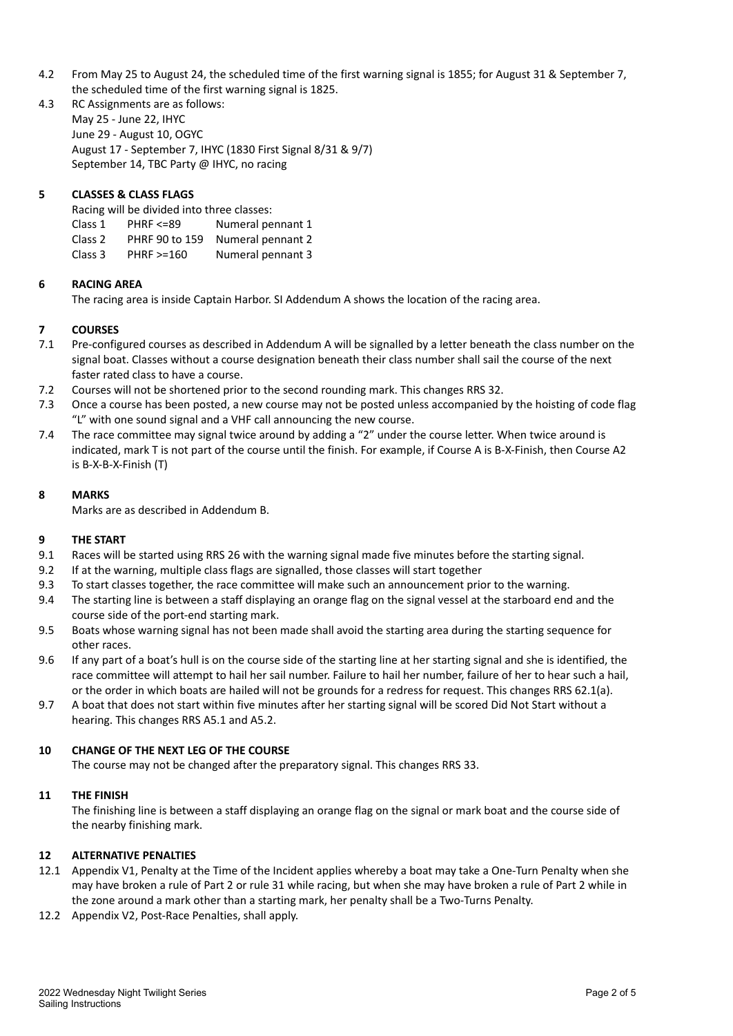4.2 From May 25 to August 24, the scheduled time of the first warning signal is 1855; for August 31 & September 7, the scheduled time of the first warning signal is 1825.

4.3 RC Assignments are as follows:
May 25 - June 22, IHYC
June 29 - August 10, OGYC
August 17 - September 7, IHYC (1830 First Signal 8/31 & 9/7)
September 14, TBC Party @ IHYC, no racing

## 5 CLASSES & CLASS FLAGS

Racing will be divided into three classes:

| | | |
|---|---|---|
| Class 1 | PHRF <=89 | Numeral pennant 1 |
| Class 2 | PHRF 90 to 159 | Numeral pennant 2 |
| Class 3 | PHRF >=160 | Numeral pennant 3 |

## 6 RACING AREA

The racing area is inside Captain Harbor. SI Addendum A shows the location of the racing area.

## 7 COURSES

7.1 Pre-configured courses as described in Addendum A will be signalled by a letter beneath the class number on the signal boat. Classes without a course designation beneath their class number shall sail the course of the next faster rated class to have a course.

7.2 Courses will not be shortened prior to the second rounding mark. This changes RRS 32.

7.3 Once a course has been posted, a new course may not be posted unless accompanied by the hoisting of code flag "L" with one sound signal and a VHF call announcing the new course.

7.4 The race committee may signal twice around by adding a "2" under the course letter. When twice around is indicated, mark T is not part of the course until the finish. For example, if Course A is B-X-Finish, then Course A2 is B-X-B-X-Finish (T)

## 8 MARKS

Marks are as described in Addendum B.

## 9 THE START

9.1 Races will be started using RRS 26 with the warning signal made five minutes before the starting signal.

9.2 If at the warning, multiple class flags are signalled, those classes will start together

9.3 To start classes together, the race committee will make such an announcement prior to the warning.

9.4 The starting line is between a staff displaying an orange flag on the signal vessel at the starboard end and the course side of the port-end starting mark.

9.5 Boats whose warning signal has not been made shall avoid the starting area during the starting sequence for other races.

9.6 If any part of a boat's hull is on the course side of the starting line at her starting signal and she is identified, the race committee will attempt to hail her sail number. Failure to hail her number, failure of her to hear such a hail, or the order in which boats are hailed will not be grounds for a redress for request. This changes RRS 62.1(a).

9.7 A boat that does not start within five minutes after her starting signal will be scored Did Not Start without a hearing. This changes RRS A5.1 and A5.2.

## 10 CHANGE OF THE NEXT LEG OF THE COURSE

The course may not be changed after the preparatory signal. This changes RRS 33.

## 11 THE FINISH

The finishing line is between a staff displaying an orange flag on the signal or mark boat and the course side of the nearby finishing mark.

## 12 ALTERNATIVE PENALTIES

12.1 Appendix V1, Penalty at the Time of the Incident applies whereby a boat may take a One-Turn Penalty when she may have broken a rule of Part 2 or rule 31 while racing, but when she may have broken a rule of Part 2 while in the zone around a mark other than a starting mark, her penalty shall be a Two-Turns Penalty.

12.2 Appendix V2, Post-Race Penalties, shall apply.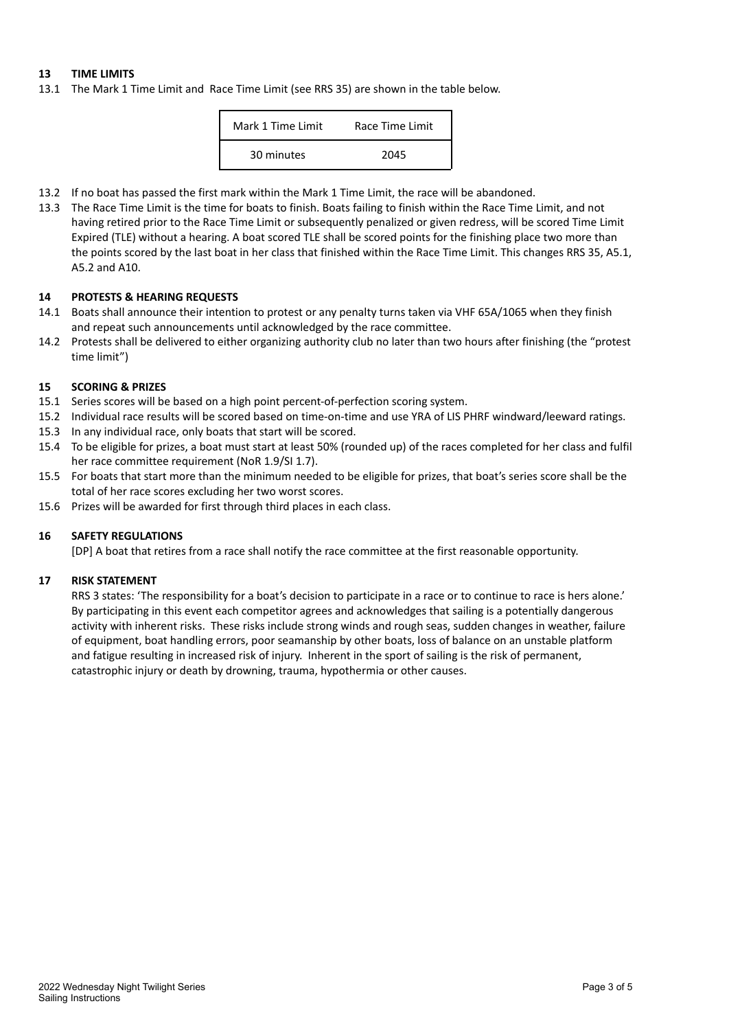## 13 TIME LIMITS

13.1 The Mark 1 Time Limit and Race Time Limit (see RRS 35) are shown in the table below.

| Mark 1 Time Limit | Race Time Limit |
|---|---|
| 30 minutes | 2045 |

13.2 If no boat has passed the first mark within the Mark 1 Time Limit, the race will be abandoned.

13.3 The Race Time Limit is the time for boats to finish. Boats failing to finish within the Race Time Limit, and not having retired prior to the Race Time Limit or subsequently penalized or given redress, will be scored Time Limit Expired (TLE) without a hearing. A boat scored TLE shall be scored points for the finishing place two more than the points scored by the last boat in her class that finished within the Race Time Limit. This changes RRS 35, A5.1, A5.2 and A10.

## 14 PROTESTS & HEARING REQUESTS

14.1 Boats shall announce their intention to protest or any penalty turns taken via VHF 65A/1065 when they finish and repeat such announcements until acknowledged by the race committee.

14.2 Protests shall be delivered to either organizing authority club no later than two hours after finishing (the "protest time limit")

## 15 SCORING & PRIZES

15.1 Series scores will be based on a high point percent-of-perfection scoring system.

15.2 Individual race results will be scored based on time-on-time and use YRA of LIS PHRF windward/leeward ratings.

15.3 In any individual race, only boats that start will be scored.

15.4 To be eligible for prizes, a boat must start at least 50% (rounded up) of the races completed for her class and fulfil her race committee requirement (NoR 1.9/SI 1.7).

15.5 For boats that start more than the minimum needed to be eligible for prizes, that boat's series score shall be the total of her race scores excluding her two worst scores.

15.6 Prizes will be awarded for first through third places in each class.

## 16 SAFETY REGULATIONS

[DP] A boat that retires from a race shall notify the race committee at the first reasonable opportunity.

## 17 RISK STATEMENT

RRS 3 states: 'The responsibility for a boat's decision to participate in a race or to continue to race is hers alone.' By participating in this event each competitor agrees and acknowledges that sailing is a potentially dangerous activity with inherent risks. These risks include strong winds and rough seas, sudden changes in weather, failure of equipment, boat handling errors, poor seamanship by other boats, loss of balance on an unstable platform and fatigue resulting in increased risk of injury. Inherent in the sport of sailing is the risk of permanent, catastrophic injury or death by drowning, trauma, hypothermia or other causes.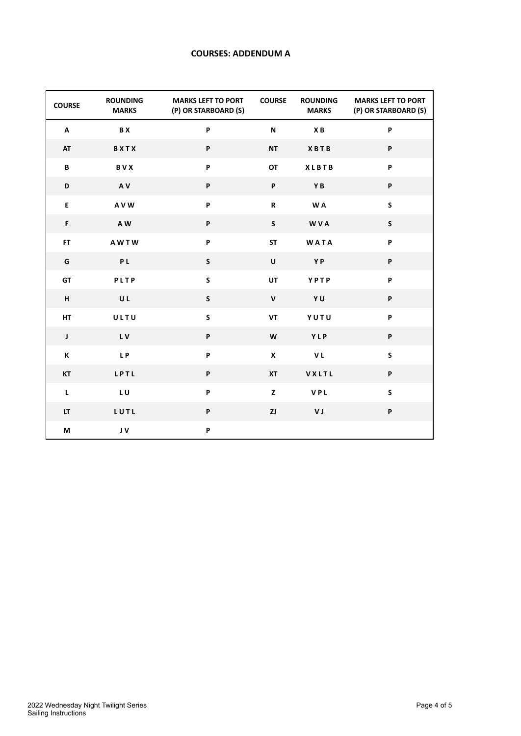# COURSES: ADDENDUM A

| COURSE | ROUNDING MARKS | MARKS LEFT TO PORT (P) OR STARBOARD (S) | COURSE | ROUNDING MARKS | MARKS LEFT TO PORT (P) OR STARBOARD (S) |
|---|---|---|---|---|---|
| A | B X | P | N | X B | P |
| AT | B X T X | P | NT | X B T B | P |
| B | B V X | P | OT | X L B T B | P |
| D | A V | P | P | Y B | P |
| E | A V W | P | R | W A | S |
| F | A W | P | S | W V A | S |
| FT | A W T W | P | ST | W A T A | P |
| G | P L | S | U | Y P | P |
| GT | P L T P | S | UT | Y P T P | P |
| H | U L | S | V | Y U | P |
| HT | U L T U | S | VT | Y U T U | P |
| J | L V | P | W | Y L P | P |
| K | L P | P | X | V L | S |
| KT | L P T L | P | XT | V X L T L | P |
| L | L U | P | Z | V P L | S |
| LT | L U T L | P | ZJ | V J | P |
| M | J V | P | | | |

2022 Wednesday Night Twilight Series
Sailing Instructions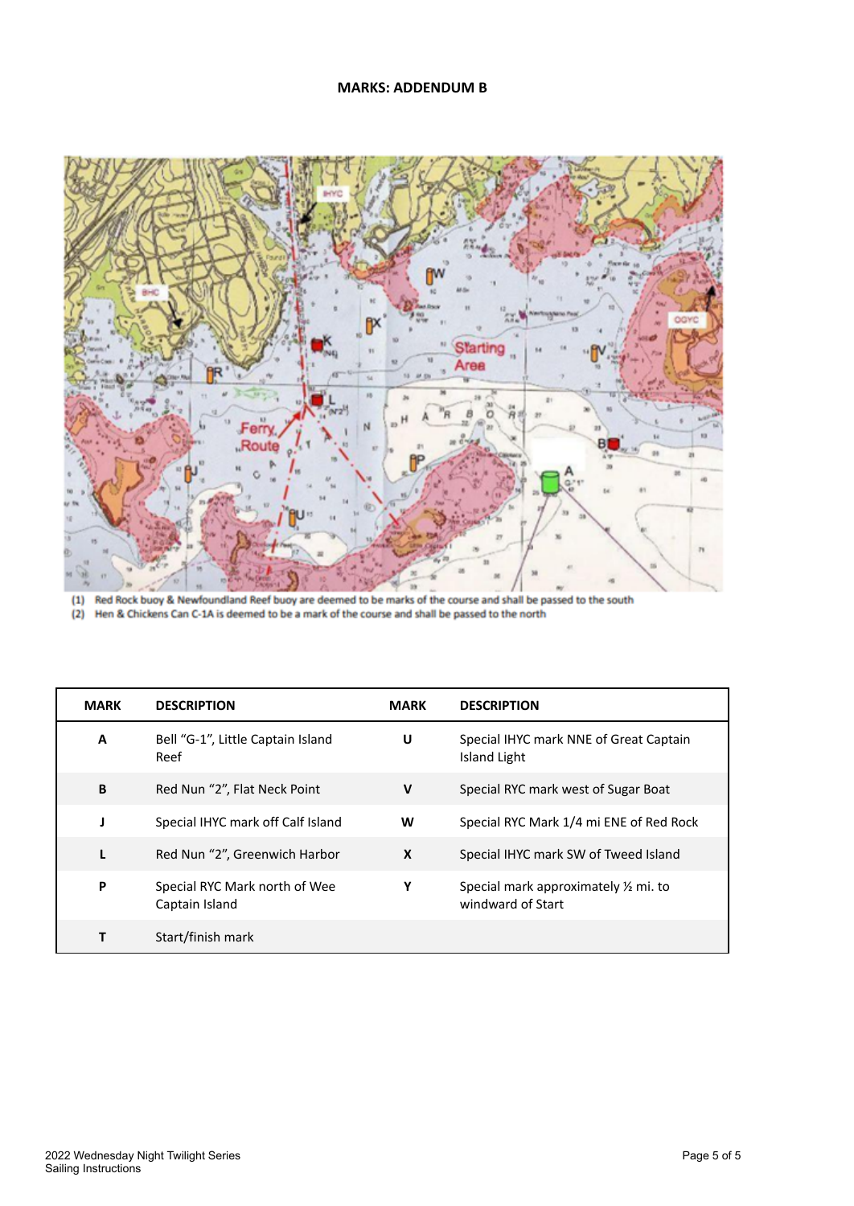**MARKS: ADDENDUM B**

(1) Red Rock buoy & Newfoundland Reef buoy are deemed to be marks of the course and shall be passed to the south
(2) Hen & Chickens Can C-1A is deemed to be a mark of the course and shall be passed to the north

| MARK | DESCRIPTION | MARK | DESCRIPTION |
|---|---|---|---|
| A | Bell "G-1", Little Captain Island Reef | U | Special IHYC mark NNE of Great Captain Island Light |
| B | Red Nun "2", Flat Neck Point | V | Special RYC mark west of Sugar Boat |
| J | Special IHYC mark off Calf Island | W | Special RYC Mark 1/4 mi ENE of Red Rock |
| L | Red Nun "2", Greenwich Harbor | X | Special IHYC mark SW of Tweed Island |
| P | Special RYC Mark north of Wee Captain Island | Y | Special mark approximately ½ mi. to windward of Start |
| T | Start/finish mark | | |